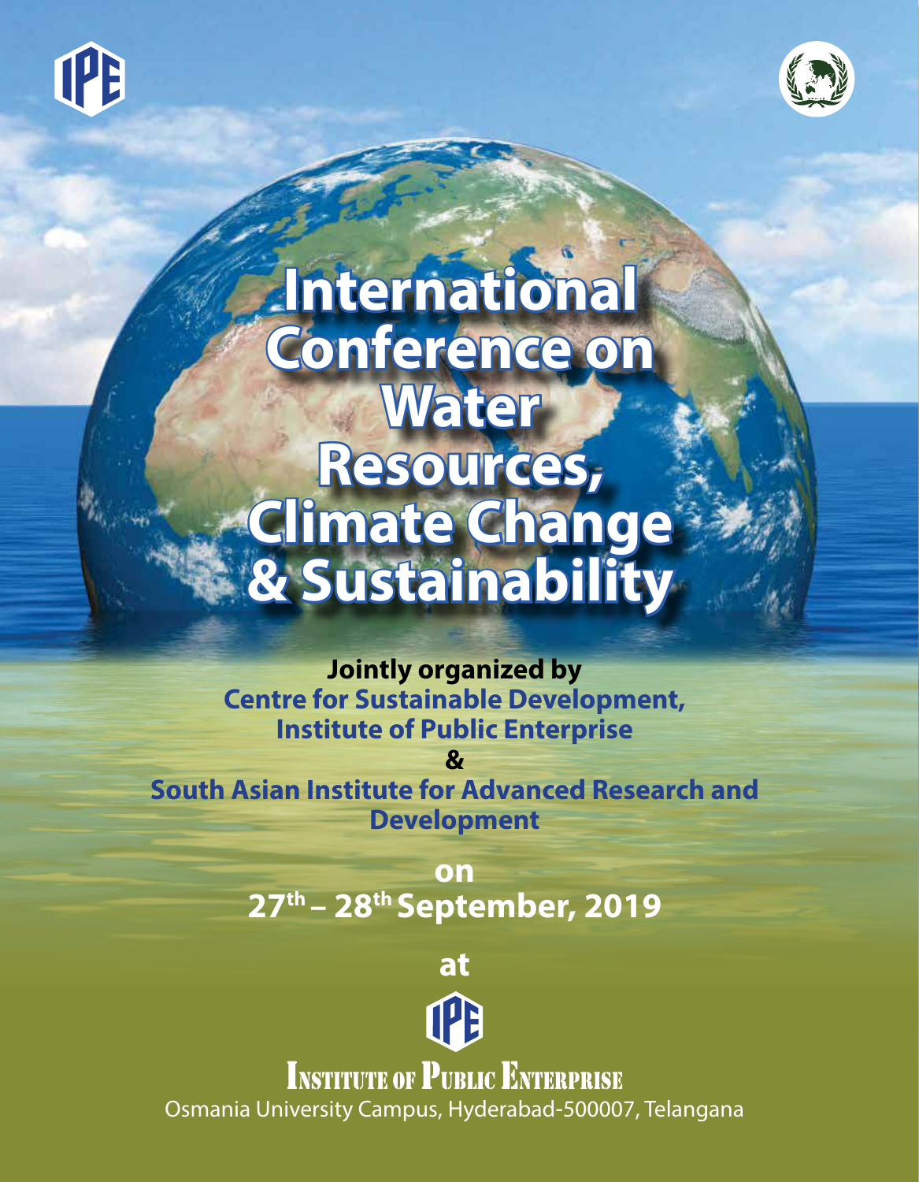# International Conference on Water Resources, Climate Change & Sustainability

**Jointly organized by**

**Centre for Sustainable Development, Institute of Public Enterprise**

**&**

**South Asian Institute for Advanced Research and Development**

**on**

**27th – 28th September, 2019**

**at**

**INSTITUTE OF PUBLIC ENTERPRISE**

Osmania University Campus, Hyderabad-500007, Telangana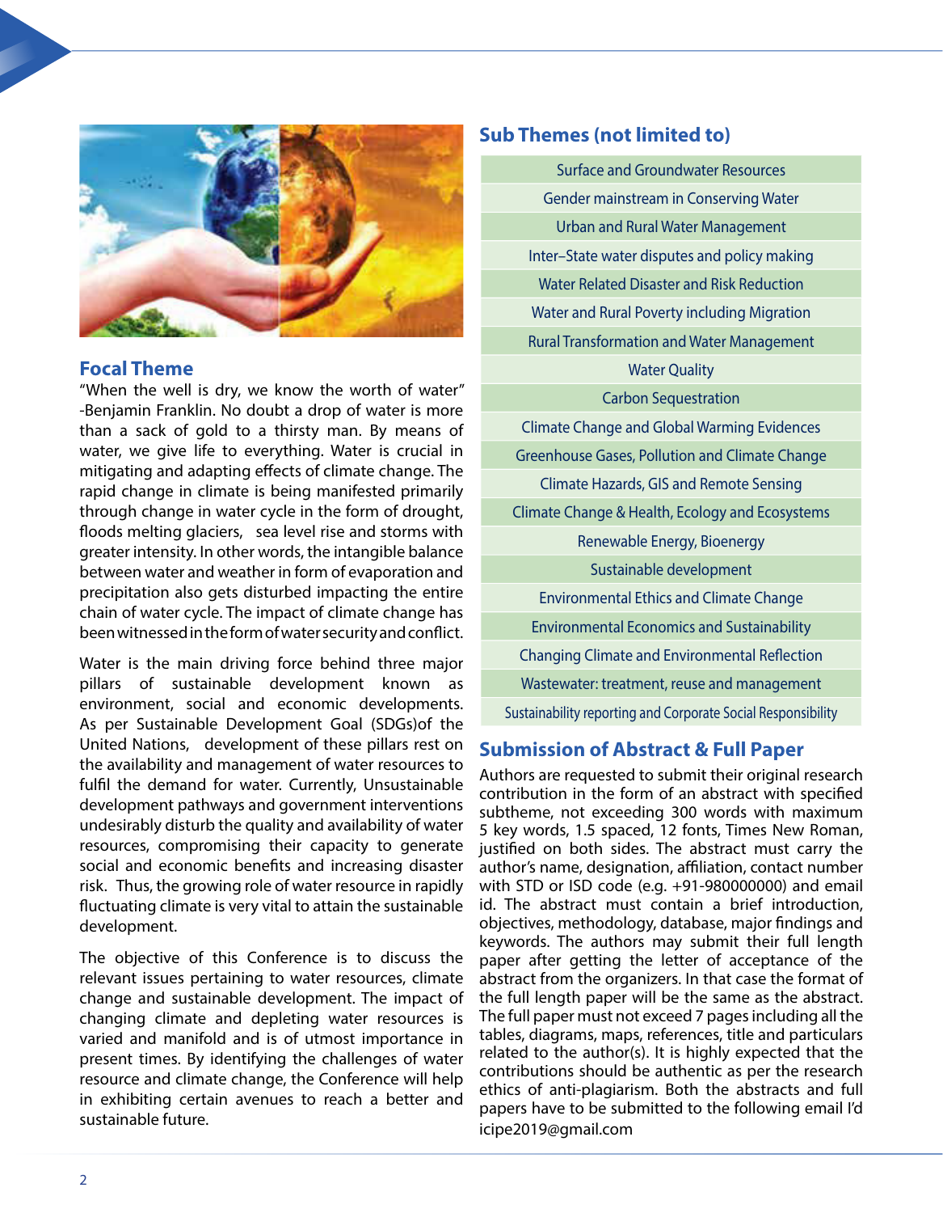## Focal Theme

"When the well is dry, we know the worth of water" -Benjamin Franklin. No doubt a drop of water is more than a sack of gold to a thirsty man. By means of water, we give life to everything. Water is crucial in mitigating and adapting effects of climate change. The rapid change in climate is being manifested primarily through change in water cycle in the form of drought, floods melting glaciers, sea level rise and storms with greater intensity. In other words, the intangible balance between water and weather in form of evaporation and precipitation also gets disturbed impacting the entire chain of water cycle. The impact of climate change has been witnessed in the form of water security and conflict.

Water is the main driving force behind three major pillars of sustainable development known as environment, social and economic developments. As per Sustainable Development Goal (SDGs)of the United Nations, development of these pillars rest on the availability and management of water resources to fulfil the demand for water. Currently, Unsustainable development pathways and government interventions undesirably disturb the quality and availability of water resources, compromising their capacity to generate social and economic benefits and increasing disaster risk. Thus, the growing role of water resource in rapidly fluctuating climate is very vital to attain the sustainable development.

The objective of this Conference is to discuss the relevant issues pertaining to water resources, climate change and sustainable development. The impact of changing climate and depleting water resources is varied and manifold and is of utmost importance in present times. By identifying the challenges of water resource and climate change, the Conference will help in exhibiting certain avenues to reach a better and sustainable future.

## Sub Themes (not limited to)

- Surface and Groundwater Resources
- Gender mainstream in Conserving Water
- Urban and Rural Water Management
- Inter–State water disputes and policy making
- Water Related Disaster and Risk Reduction
- Water and Rural Poverty including Migration
- Rural Transformation and Water Management
- Water Quality
- Carbon Sequestration
- Climate Change and Global Warming Evidences
- Greenhouse Gases, Pollution and Climate Change
- Climate Hazards, GIS and Remote Sensing
- Climate Change & Health, Ecology and Ecosystems
- Renewable Energy, Bioenergy
- Sustainable development
- Environmental Ethics and Climate Change
- Environmental Economics and Sustainability
- Changing Climate and Environmental Reflection
- Wastewater: treatment, reuse and management
- Sustainability reporting and Corporate Social Responsibility

## Submission of Abstract & Full Paper

Authors are requested to submit their original research contribution in the form of an abstract with specified subtheme, not exceeding 300 words with maximum 5 key words, 1.5 spaced, 12 fonts, Times New Roman, justified on both sides. The abstract must carry the author's name, designation, affiliation, contact number with STD or ISD code (e.g. +91-980000000) and email id. The abstract must contain a brief introduction, objectives, methodology, database, major findings and keywords. The authors may submit their full length paper after getting the letter of acceptance of the abstract from the organizers. In that case the format of the full length paper will be the same as the abstract. The full paper must not exceed 7 pages including all the tables, diagrams, maps, references, title and particulars related to the author(s). It is highly expected that the contributions should be authentic as per the research ethics of anti-plagiarism. Both the abstracts and full papers have to be submitted to the following email I'd icipe2019@gmail.com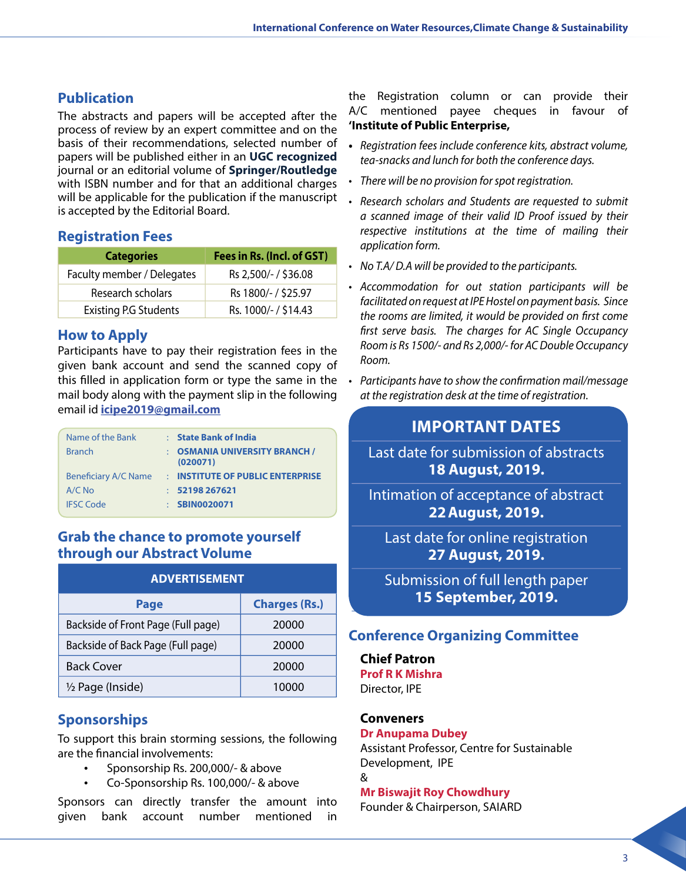## Publication

The abstracts and papers will be accepted after the process of review by an expert committee and on the basis of their recommendations, selected number of papers will be published either in an **UGC recognized** journal or an editorial volume of **Springer/Routledge** with ISBN number and for that an additional charges will be applicable for the publication if the manuscript is accepted by the Editorial Board.

## Registration Fees

| Categories | Fees in Rs. (Incl. of GST) |
|---|---|
| Faculty member / Delegates | Rs 2,500/- / $36.08 |
| Research scholars | Rs 1800/- / $25.97 |
| Existing P.G Students | Rs. 1000/- / $14.43 |

## How to Apply

Participants have to pay their registration fees in the given bank account and send the scanned copy of this filled in application form or type the same in the mail body along with the payment slip in the following email id **icipe2019@gmail.com**

| | | |
|---|---|---|
| Name of the Bank | : | **State Bank of India** |
| Branch | : | **OSMANIA UNIVERSITY BRANCH / (020071)** |
| Beneficiary A/C Name | : | **INSTITUTE OF PUBLIC ENTERPRISE** |
| A/C No | : | **52198 267621** |
| IFSC Code | : | **SBIN0020071** |

## Grab the chance to promote yourself through our Abstract Volume

| ADVERTISEMENT | |
|---|---|
| **Page** | **Charges (Rs.)** |
| Backside of Front Page (Full page) | 20000 |
| Backside of Back Page (Full page) | 20000 |
| Back Cover | 20000 |
| ½ Page (Inside) | 10000 |

## Sponsorships

To support this brain storming sessions, the following are the financial involvements:

- Sponsorship Rs. 200,000/- & above
- Co-Sponsorship Rs. 100,000/- & above

Sponsors can directly transfer the amount into given bank account number mentioned in the Registration column or can provide their A/C mentioned payee cheques in favour of **'Institute of Public Enterprise,**

- *Registration fees include conference kits, abstract volume, tea-snacks and lunch for both the conference days.*
- *There will be no provision for spot registration.*
- *Research scholars and Students are requested to submit a scanned image of their valid ID Proof issued by their respective institutions at the time of mailing their application form.*
- *No T.A/ D.A will be provided to the participants.*
- *Accommodation for out station participants will be facilitated on request at IPE Hostel on payment basis. Since the rooms are limited, it would be provided on first come first serve basis. The charges for AC Single Occupancy Room is Rs 1500/- and Rs 2,000/- for AC Double Occupancy Room.*
- *Participants have to show the confirmation mail/message at the registration desk at the time of registration.*

## IMPORTANT DATES

Last date for submission of abstracts
**18 August, 2019.**

Intimation of acceptance of abstract
**22 August, 2019.**

Last date for online registration
**27 August, 2019.**

Submission of full length paper
**15 September, 2019.**

## Conference Organizing Committee

**Chief Patron**
**Prof R K Mishra**
Director, IPE

**Conveners**
**Dr Anupama Dubey**
Assistant Professor, Centre for Sustainable Development, IPE
&
**Mr Biswajit Roy Chowdhury**
Founder & Chairperson, SAIARD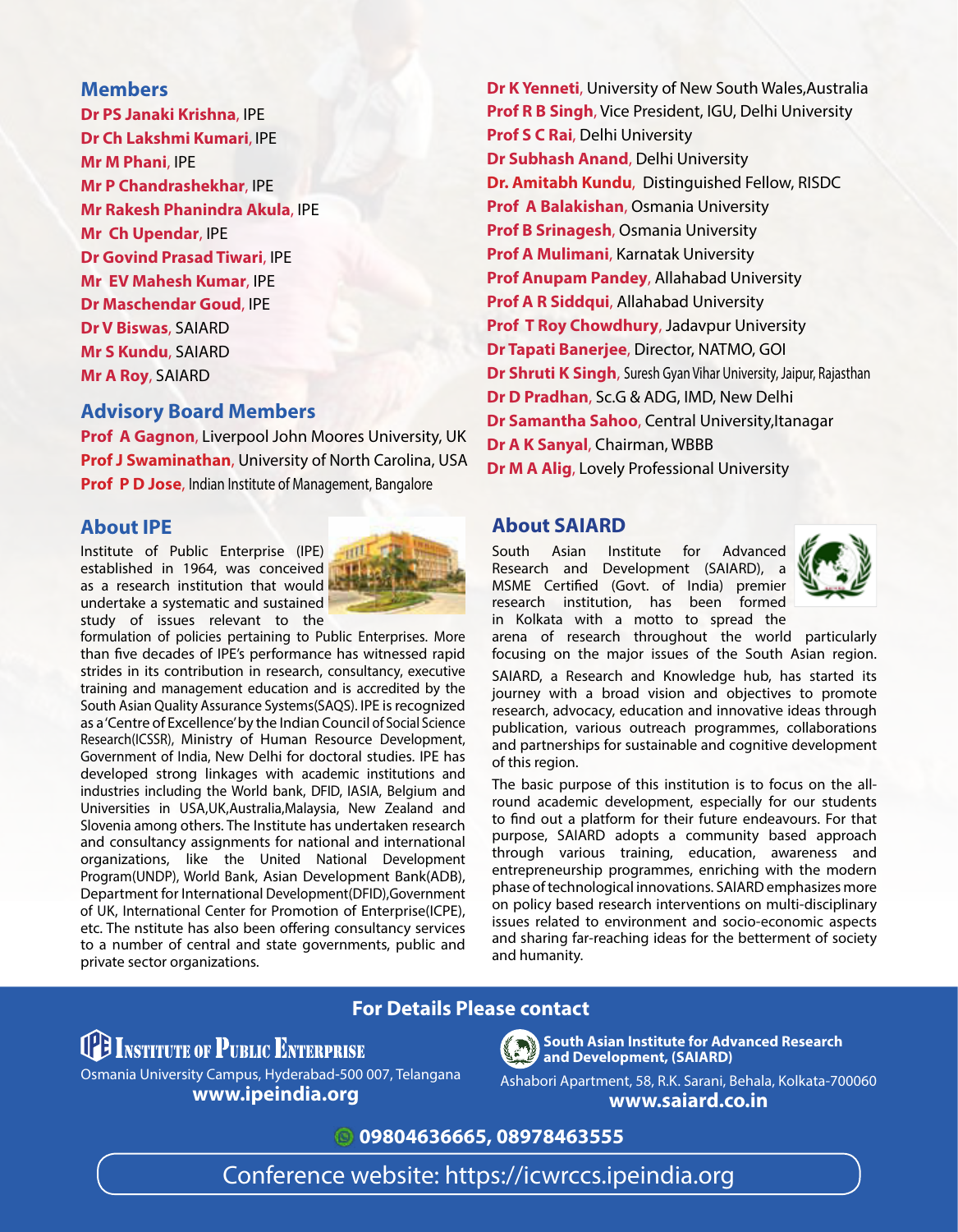## Members

**Dr PS Janaki Krishna**, IPE
**Dr Ch Lakshmi Kumari**, IPE
**Mr M Phani**, IPE
**Mr P Chandrashekhar**, IPE
**Mr Rakesh Phanindra Akula**, IPE
**Mr Ch Upendar**, IPE
**Dr Govind Prasad Tiwari**, IPE
**Mr EV Mahesh Kumar**, IPE
**Dr Maschendar Goud**, IPE
**Dr V Biswas**, SAIARD
**Mr S Kundu**, SAIARD
**Mr A Roy**, SAIARD

## Advisory Board Members

**Prof A Gagnon**, Liverpool John Moores University, UK
**Prof J Swaminathan**, University of North Carolina, USA
**Prof P D Jose**, Indian Institute of Management, Bangalore
**Dr K Yenneti**, University of New South Wales,Australia
**Prof R B Singh**, Vice President, IGU, Delhi University
**Prof S C Rai**, Delhi University
**Dr Subhash Anand**, Delhi University
**Dr. Amitabh Kundu**, Distinguished Fellow, RISDC
**Prof A Balakishan**, Osmania University
**Prof B Srinagesh**, Osmania University
**Prof A Mulimani**, Karnatak University
**Prof Anupam Pandey**, Allahabad University
**Prof A R Siddqui**, Allahabad University
**Prof T Roy Chowdhury**, Jadavpur University
**Dr Tapati Banerjee**, Director, NATMO, GOI
**Dr Shruti K Singh**, Suresh Gyan Vihar University, Jaipur, Rajasthan
**Dr D Pradhan**, Sc.G & ADG, IMD, New Delhi
**Dr Samantha Sahoo**, Central University,Itanagar
**Dr A K Sanyal**, Chairman, WBBB
**Dr M A Alig**, Lovely Professional University

## About IPE

Institute of Public Enterprise (IPE) established in 1964, was conceived as a research institution that would undertake a systematic and sustained study of issues relevant to the formulation of policies pertaining to Public Enterprises. More than five decades of IPE's performance has witnessed rapid strides in its contribution in research, consultancy, executive training and management education and is accredited by the South Asian Quality Assurance Systems(SAQS). IPE is recognized as a 'Centre of Excellence' by the Indian Council of Social Science Research(ICSSR), Ministry of Human Resource Development, Government of India, New Delhi for doctoral studies. IPE has developed strong linkages with academic institutions and industries including the World bank, DFID, IASIA, Belgium and Universities in USA,UK,Australia,Malaysia, New Zealand and Slovenia among others. The Institute has undertaken research and consultancy assignments for national and international organizations, like the United National Development Program(UNDP), World Bank, Asian Development Bank(ADB), Department for International Development(DFID),Government of UK, International Center for Promotion of Enterprise(ICPE), etc. The nstitute has also been offering consultancy services to a number of central and state governments, public and private sector organizations.

## About SAIARD

South Asian Institute for Advanced Research and Development (SAIARD), a MSME Certified (Govt. of India) premier research institution, has been formed in Kolkata with a motto to spread the arena of research throughout the world particularly focusing on the major issues of the South Asian region.

SAIARD, a Research and Knowledge hub, has started its journey with a broad vision and objectives to promote research, advocacy, education and innovative ideas through publication, various outreach programmes, collaborations and partnerships for sustainable and cognitive development of this region.

The basic purpose of this institution is to focus on the all-round academic development, especially for our students to find out a platform for their future endeavours. For that purpose, SAIARD adopts a community based approach through various training, education, awareness and entrepreneurship programmes, enriching with the modern phase of technological innovations. SAIARD emphasizes more on policy based research interventions on multi-disciplinary issues related to environment and socio-economic aspects and sharing far-reaching ideas for the betterment of society and humanity.

## For Details Please contact

**Institute of Public Enterprise**
Osmania University Campus, Hyderabad-500 007, Telangana
**www.ipeindia.org**

**South Asian Institute for Advanced Research and Development, (SAIARD)**
Ashabori Apartment, 58, R.K. Sarani, Behala, Kolkata-700060
**www.saiard.co.in**

**09804636665, 08978463555**

Conference website: https://icwrccs.ipeindia.org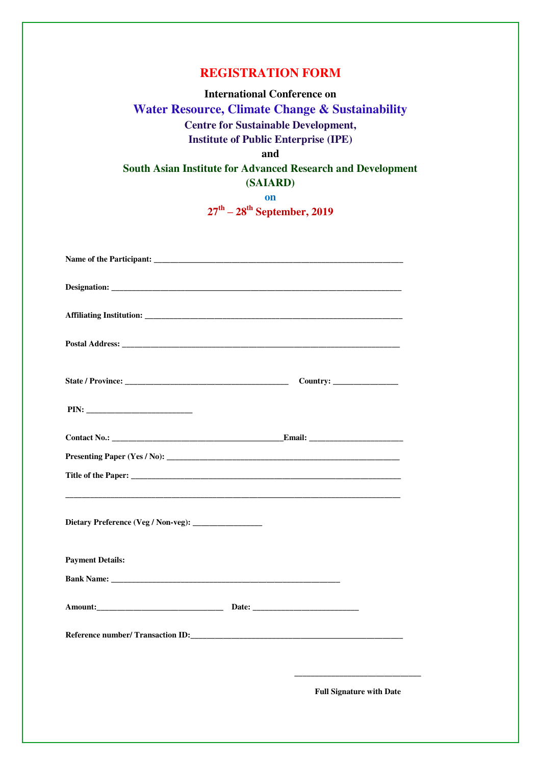# REGISTRATION FORM

**International Conference on**

## Water Resource, Climate Change & Sustainability

**Centre for Sustainable Development,**
**Institute of Public Enterprise (IPE)**

**and**

**South Asian Institute for Advanced Research and Development (SAIARD)**

**on**

**27th – 28th September, 2019**

**Name of the Participant:** ______________________________________________________________

**Designation:** ______________________________________________________________________

**Affiliating Institution:** ________________________________________________________________

**Postal Address:** ____________________________________________________________________

**State / Province:** ________________________________________ **Country:** ________________

**PIN:** __________________________

**Contact No.:** __________________________________________**Email:** ______________________

**Presenting Paper (Yes / No):** ___________________________________________________________

**Title of the Paper:** ___________________________________________________________________

___________________________________________________________________________________

**Dietary Preference (Veg / Non-veg):** _________________

**Payment Details:**

**Bank Name:** ________________________________________________________

**Amount:**_______________________________ **Date:** __________________________

**Reference number/ Transaction ID:**_____________________________________________________

______________________________

**Full Signature with Date**